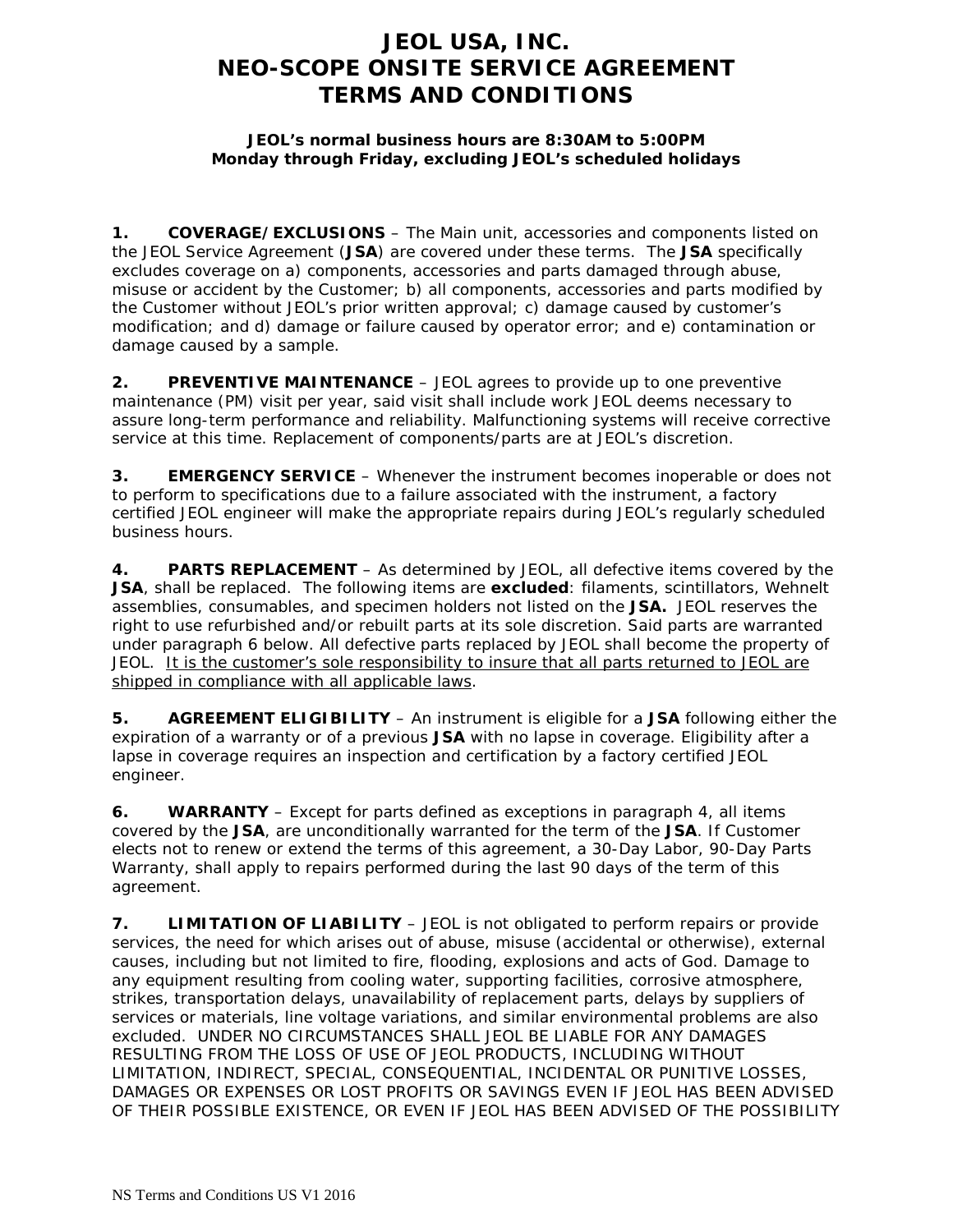# JEOL USA, INC.
# NEO-SCOPE ONSITE SERVICE AGREEMENT
# TERMS AND CONDITIONS

**JEOL's normal business hours are 8:30AM to 5:00PM Monday through Friday, excluding JEOL's scheduled holidays**

**1. COVERAGE/EXCLUSIONS** – The Main unit, accessories and components listed on the JEOL Service Agreement (**JSA**) are covered under these terms. The **JSA** specifically excludes coverage on a) components, accessories and parts damaged through abuse, misuse or accident by the Customer; b) all components, accessories and parts modified by the Customer without JEOL's prior written approval; c) damage caused by customer's modification; and d) damage or failure caused by operator error; and e) contamination or damage caused by a sample.

**2. PREVENTIVE MAINTENANCE** – JEOL agrees to provide up to one preventive maintenance (PM) visit per year, said visit shall include work JEOL deems necessary to assure long-term performance and reliability. Malfunctioning systems will receive corrective service at this time. Replacement of components/parts are at JEOL's discretion.

**3. EMERGENCY SERVICE** – Whenever the instrument becomes inoperable or does not to perform to specifications due to a failure associated with the instrument, a factory certified JEOL engineer will make the appropriate repairs during JEOL's regularly scheduled business hours.

**4. PARTS REPLACEMENT** – As determined by JEOL, all defective items covered by the **JSA**, shall be replaced. The following items are **excluded**: filaments, scintillators, Wehnelt assemblies, consumables, and specimen holders not listed on the **JSA.** JEOL reserves the right to use refurbished and/or rebuilt parts at its sole discretion. Said parts are warranted under paragraph 6 below. All defective parts replaced by JEOL shall become the property of JEOL. <u>It is the customer's sole responsibility to insure that all parts returned to JEOL are shipped in compliance with all applicable laws</u>.

**5. AGREEMENT ELIGIBILITY** – An instrument is eligible for a **JSA** following either the expiration of a warranty or of a previous **JSA** with no lapse in coverage. Eligibility after a lapse in coverage requires an inspection and certification by a factory certified JEOL engineer.

**6. WARRANTY** – Except for parts defined as exceptions in paragraph 4, all items covered by the **JSA**, are unconditionally warranted for the term of the **JSA**. If Customer elects not to renew or extend the terms of this agreement, a 30-Day Labor, 90-Day Parts Warranty, shall apply to repairs performed during the last 90 days of the term of this agreement.

**7. LIMITATION OF LIABILITY** – JEOL is not obligated to perform repairs or provide services, the need for which arises out of abuse, misuse (accidental or otherwise), external causes, including but not limited to fire, flooding, explosions and acts of God. Damage to any equipment resulting from cooling water, supporting facilities, corrosive atmosphere, strikes, transportation delays, unavailability of replacement parts, delays by suppliers of services or materials, line voltage variations, and similar environmental problems are also excluded. UNDER NO CIRCUMSTANCES SHALL JEOL BE LIABLE FOR ANY DAMAGES RESULTING FROM THE LOSS OF USE OF JEOL PRODUCTS, INCLUDING WITHOUT LIMITATION, INDIRECT, SPECIAL, CONSEQUENTIAL, INCIDENTAL OR PUNITIVE LOSSES, DAMAGES OR EXPENSES OR LOST PROFITS OR SAVINGS EVEN IF JEOL HAS BEEN ADVISED OF THEIR POSSIBLE EXISTENCE, OR EVEN IF JEOL HAS BEEN ADVISED OF THE POSSIBILITY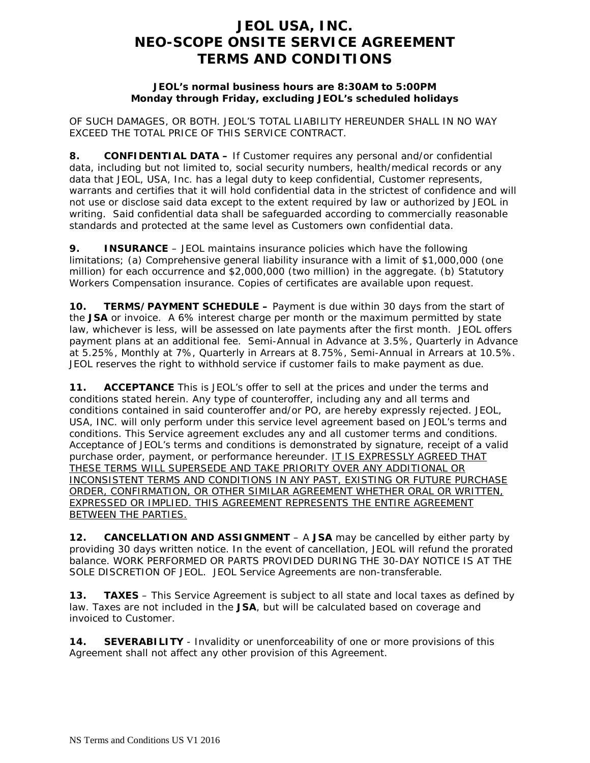# JEOL USA, INC.
# NEO-SCOPE ONSITE SERVICE AGREEMENT
# TERMS AND CONDITIONS

**JEOL's normal business hours are 8:30AM to 5:00PM Monday through Friday, excluding JEOL's scheduled holidays**

OF SUCH DAMAGES, OR BOTH. JEOL'S TOTAL LIABILITY HEREUNDER SHALL IN NO WAY EXCEED THE TOTAL PRICE OF THIS SERVICE CONTRACT.

**8. CONFIDENTIAL DATA –** If Customer requires any personal and/or confidential data, including but not limited to, social security numbers, health/medical records or any data that JEOL, USA, Inc. has a legal duty to keep confidential, Customer represents, warrants and certifies that it will hold confidential data in the strictest of confidence and will not use or disclose said data except to the extent required by law or authorized by JEOL in writing. Said confidential data shall be safeguarded according to commercially reasonable standards and protected at the same level as Customers own confidential data.

**9. INSURANCE** – JEOL maintains insurance policies which have the following limitations; (a) Comprehensive general liability insurance with a limit of $1,000,000 (one million) for each occurrence and $2,000,000 (two million) in the aggregate. (b) Statutory Workers Compensation insurance. Copies of certificates are available upon request.

**10. TERMS/PAYMENT SCHEDULE –** Payment is due within 30 days from the start of the **JSA** or invoice. A 6% interest charge per month or the maximum permitted by state law, whichever is less, will be assessed on late payments after the first month. JEOL offers payment plans at an additional fee. Semi-Annual in Advance at 3.5%, Quarterly in Advance at 5.25%, Monthly at 7%, Quarterly in Arrears at 8.75%, Semi-Annual in Arrears at 10.5%. JEOL reserves the right to withhold service if customer fails to make payment as due.

**11. ACCEPTANCE** This is JEOL's offer to sell at the prices and under the terms and conditions stated herein. Any type of counteroffer, including any and all terms and conditions contained in said counteroffer and/or PO, are hereby expressly rejected. JEOL, USA, INC. will only perform under this service level agreement based on JEOL's terms and conditions. This Service agreement excludes any and all customer terms and conditions. Acceptance of JEOL's terms and conditions is demonstrated by signature, receipt of a valid purchase order, payment, or performance hereunder. <u>IT IS EXPRESSLY AGREED THAT THESE TERMS WILL SUPERSEDE AND TAKE PRIORITY OVER ANY ADDITIONAL OR INCONSISTENT TERMS AND CONDITIONS IN ANY PAST, EXISTING OR FUTURE PURCHASE ORDER, CONFIRMATION, OR OTHER SIMILAR AGREEMENT WHETHER ORAL OR WRITTEN, EXPRESSED OR IMPLIED. THIS AGREEMENT REPRESENTS THE ENTIRE AGREEMENT BETWEEN THE PARTIES.</u>

**12. CANCELLATION AND ASSIGNMENT** – A **JSA** may be cancelled by either party by providing 30 days written notice. In the event of cancellation, JEOL will refund the prorated balance. WORK PERFORMED OR PARTS PROVIDED DURING THE 30-DAY NOTICE IS AT THE SOLE DISCRETION OF JEOL. JEOL Service Agreements are non-transferable.

**13. TAXES** – This Service Agreement is subject to all state and local taxes as defined by law. Taxes are not included in the **JSA**, but will be calculated based on coverage and invoiced to Customer.

**14. SEVERABILITY** - Invalidity or unenforceability of one or more provisions of this Agreement shall not affect any other provision of this Agreement.